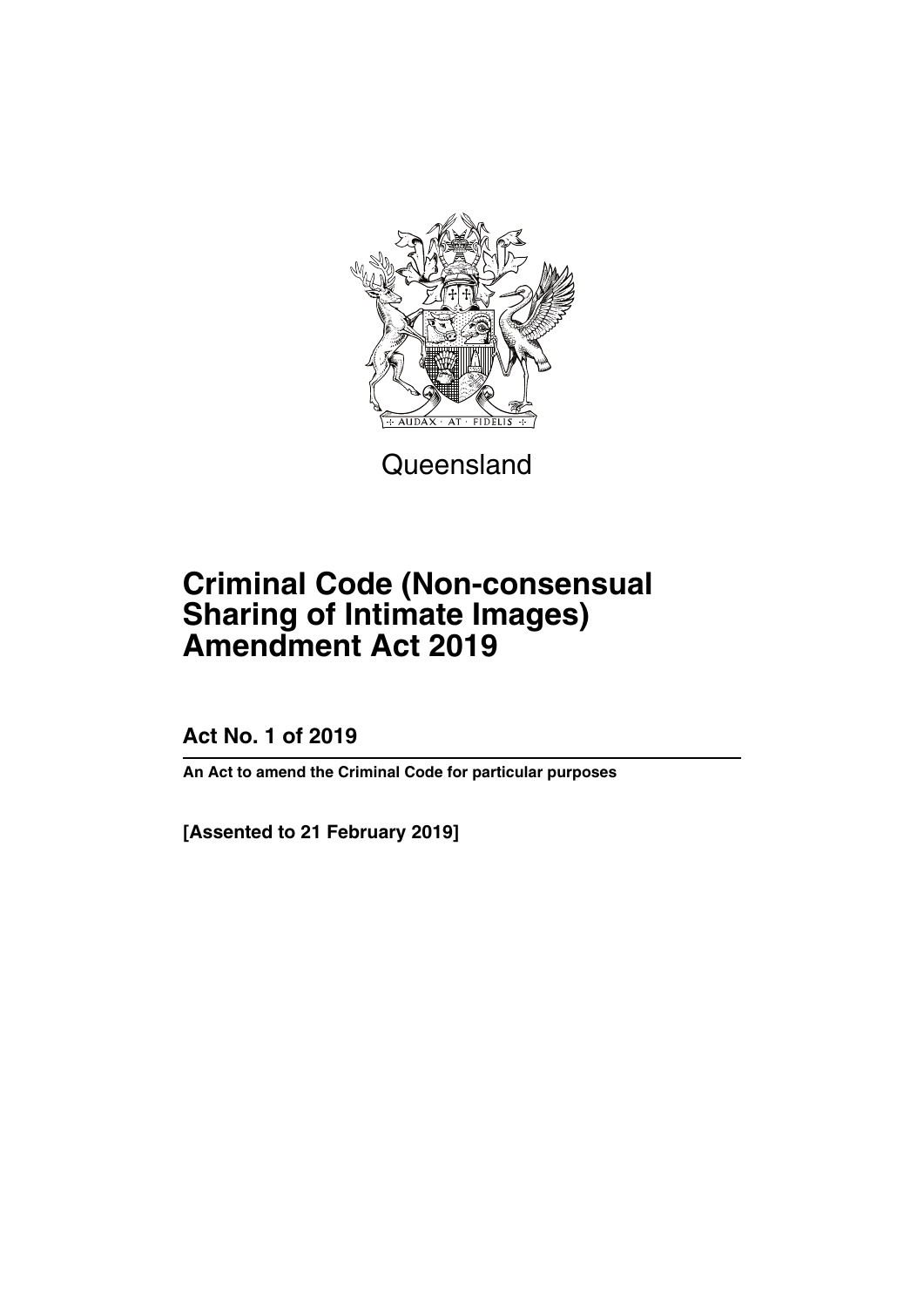Queensland

# Criminal Code (Non-consensual Sharing of Intimate Images) Amendment Act 2019

**Act No. 1 of 2019**

**An Act to amend the Criminal Code for particular purposes**

**[Assented to 21 February 2019]**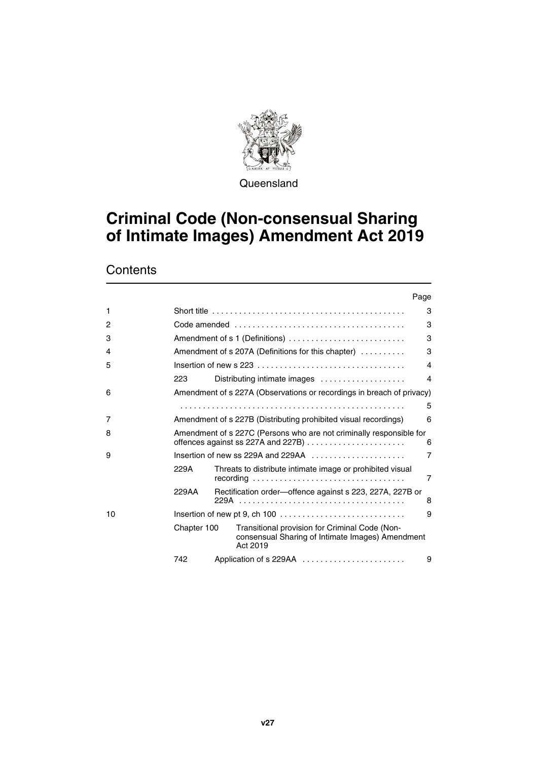Queensland

# Criminal Code (Non-consensual Sharing of Intimate Images) Amendment Act 2019

## Contents

| | | | Page |
|---|---|---|---|
| 1 | Short title | | 3 |
| 2 | Code amended | | 3 |
| 3 | Amendment of s 1 (Definitions) | | 3 |
| 4 | Amendment of s 207A (Definitions for this chapter) | | 3 |
| 5 | Insertion of new s 223 | | 4 |
| | 223 | Distributing intimate images | 4 |
| 6 | Amendment of s 227A (Observations or recordings in breach of privacy) | | 5 |
| 7 | Amendment of s 227B (Distributing prohibited visual recordings) | | 6 |
| 8 | Amendment of s 227C (Persons who are not criminally responsible for offences against ss 227A and 227B) | | 6 |
| 9 | Insertion of new ss 229A and 229AA | | 7 |
| | 229A | Threats to distribute intimate image or prohibited visual recording | 7 |
| | 229AA | Rectification order—offence against s 223, 227A, 227B or 229A | 8 |
| 10 | Insertion of new pt 9, ch 100 | | 9 |
| | Chapter 100 | Transitional provision for Criminal Code (Non-consensual Sharing of Intimate Images) Amendment Act 2019 | |
| | 742 | Application of s 229AA | 9 |

v27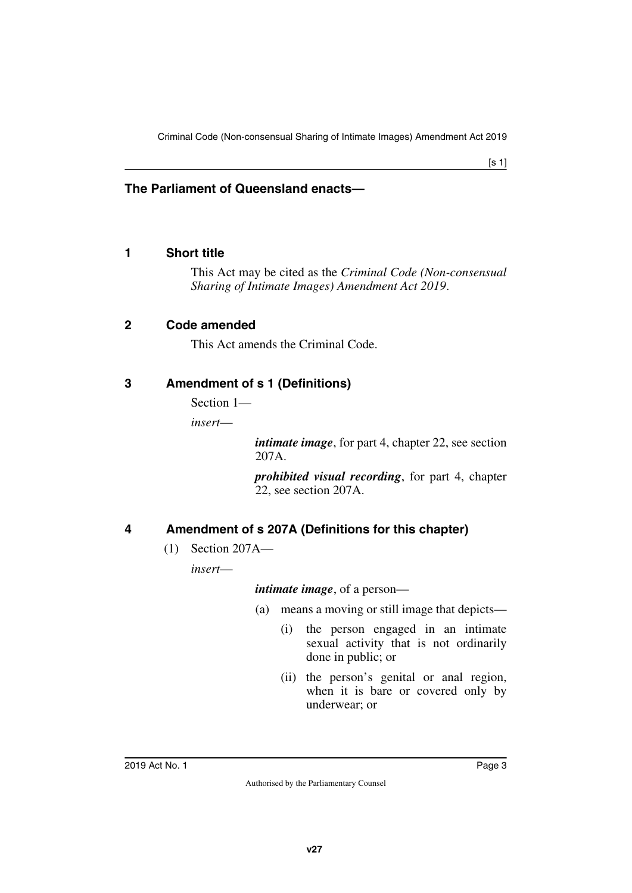## The Parliament of Queensland enacts—

### 1 Short title

This Act may be cited as the *Criminal Code (Non-consensual Sharing of Intimate Images) Amendment Act 2019*.

### 2 Code amended

This Act amends the Criminal Code.

### 3 Amendment of s 1 (Definitions)

Section 1—

*insert*—

***intimate image***, for part 4, chapter 22, see section 207A.

***prohibited visual recording***, for part 4, chapter 22, see section 207A.

### 4 Amendment of s 207A (Definitions for this chapter)

(1) Section 207A—

*insert*—

***intimate image***, of a person—

(a) means a moving or still image that depicts—

(i) the person engaged in an intimate sexual activity that is not ordinarily done in public; or

(ii) the person's genital or anal region, when it is bare or covered only by underwear; or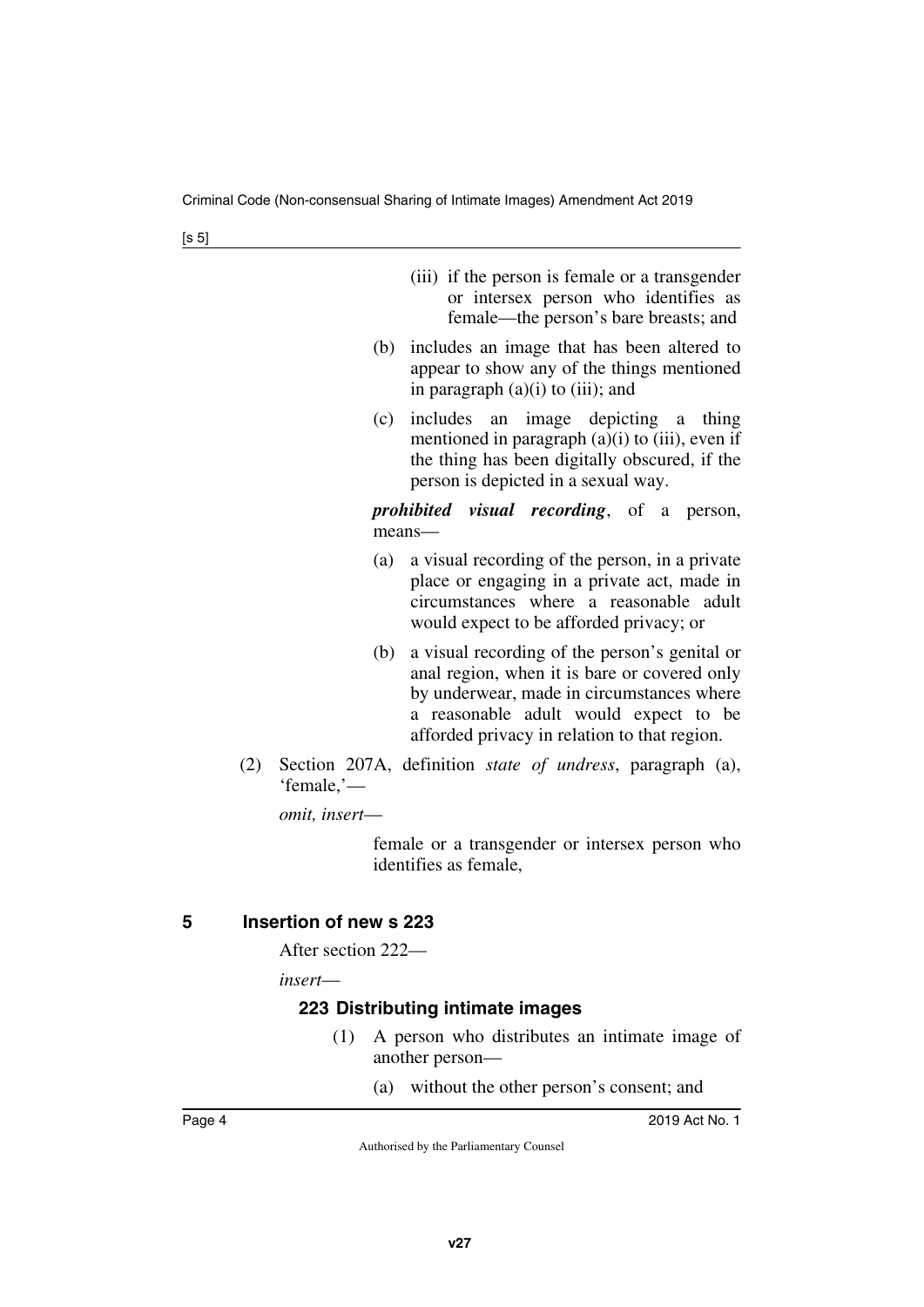(iii) if the person is female or a transgender or intersex person who identifies as female—the person's bare breasts; and

(b) includes an image that has been altered to appear to show any of the things mentioned in paragraph (a)(i) to (iii); and

(c) includes an image depicting a thing mentioned in paragraph (a)(i) to (iii), even if the thing has been digitally obscured, if the person is depicted in a sexual way.

***prohibited visual recording***, of a person, means—

(a) a visual recording of the person, in a private place or engaging in a private act, made in circumstances where a reasonable adult would expect to be afforded privacy; or

(b) a visual recording of the person's genital or anal region, when it is bare or covered only by underwear, made in circumstances where a reasonable adult would expect to be afforded privacy in relation to that region.

(2) Section 207A, definition *state of undress*, paragraph (a), 'female,'—

*omit, insert*—

female or a transgender or intersex person who identifies as female,

## 5 Insertion of new s 223

After section 222—

*insert*—

### 223 Distributing intimate images

(1) A person who distributes an intimate image of another person—

(a) without the other person's consent; and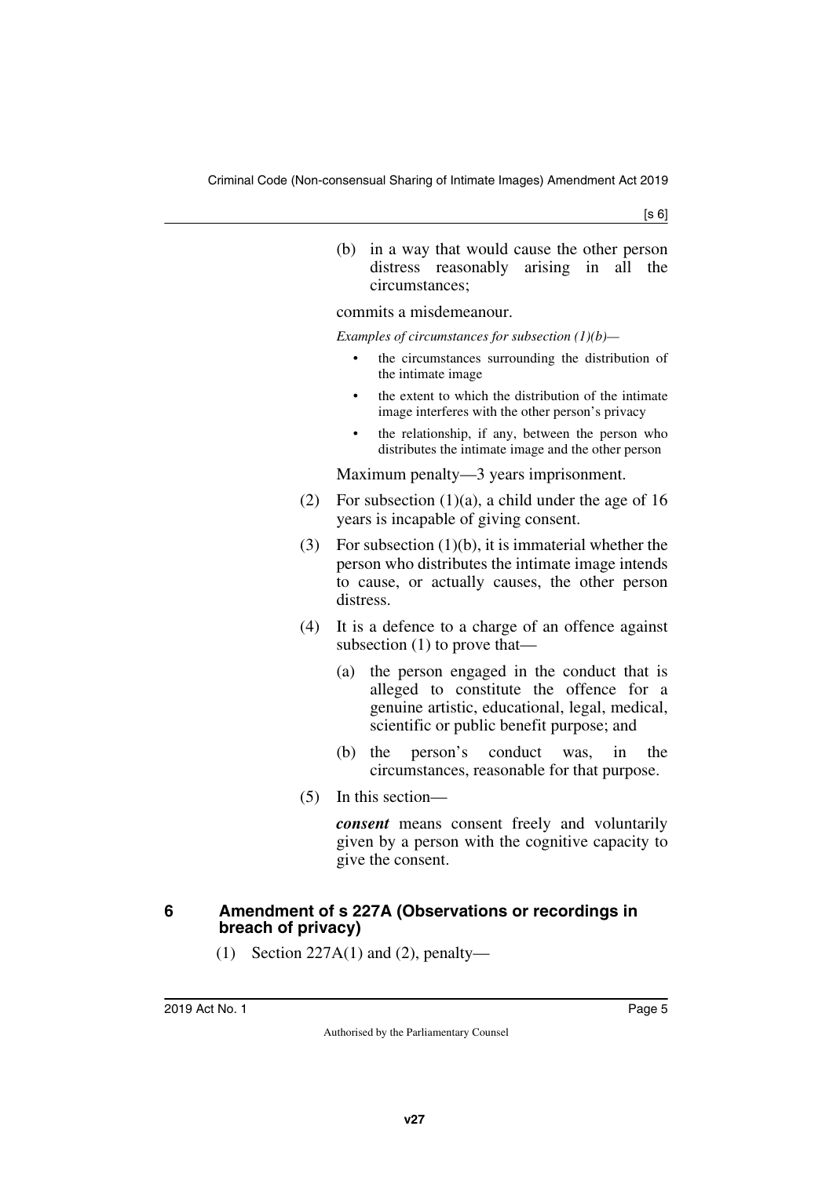(b) in a way that would cause the other person distress reasonably arising in all the circumstances;

commits a misdemeanour.

*Examples of circumstances for subsection (1)(b)—*

- the circumstances surrounding the distribution of the intimate image
- the extent to which the distribution of the intimate image interferes with the other person's privacy
- the relationship, if any, between the person who distributes the intimate image and the other person

Maximum penalty—3 years imprisonment.

(2) For subsection (1)(a), a child under the age of 16 years is incapable of giving consent.

(3) For subsection (1)(b), it is immaterial whether the person who distributes the intimate image intends to cause, or actually causes, the other person distress.

(4) It is a defence to a charge of an offence against subsection (1) to prove that—

(a) the person engaged in the conduct that is alleged to constitute the offence for a genuine artistic, educational, legal, medical, scientific or public benefit purpose; and

(b) the person's conduct was, in the circumstances, reasonable for that purpose.

(5) In this section—

***consent*** means consent freely and voluntarily given by a person with the cognitive capacity to give the consent.

### 6 Amendment of s 227A (Observations or recordings in breach of privacy)

(1) Section 227A(1) and (2), penalty—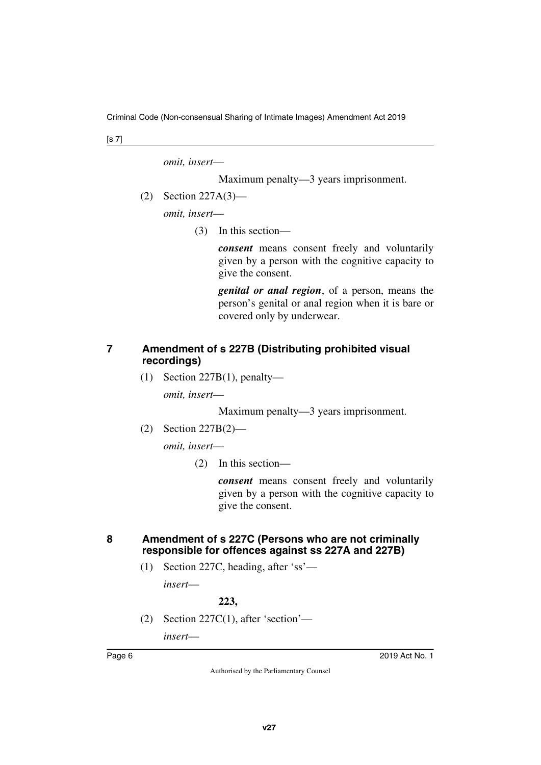*omit, insert*—

Maximum penalty—3 years imprisonment.

(2) Section 227A(3)—

*omit, insert*—

(3) In this section—

***consent*** means consent freely and voluntarily given by a person with the cognitive capacity to give the consent.

***genital or anal region***, of a person, means the person's genital or anal region when it is bare or covered only by underwear.

### 7 Amendment of s 227B (Distributing prohibited visual recordings)

(1) Section 227B(1), penalty—

*omit, insert*—

Maximum penalty—3 years imprisonment.

(2) Section 227B(2)—

*omit, insert*—

(2) In this section—

***consent*** means consent freely and voluntarily given by a person with the cognitive capacity to give the consent.

### 8 Amendment of s 227C (Persons who are not criminally responsible for offences against ss 227A and 227B)

(1) Section 227C, heading, after 'ss'—

*insert*—

**223,**

(2) Section 227C(1), after 'section'—

*insert*—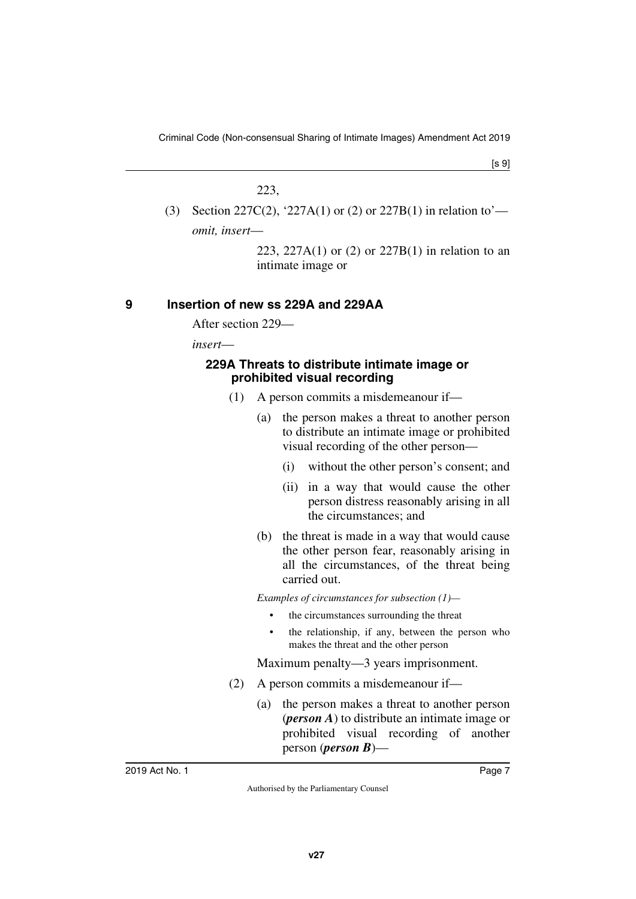223,

(3) Section 227C(2), '227A(1) or (2) or 227B(1) in relation to'—

*omit, insert*—

223, 227A(1) or (2) or 227B(1) in relation to an intimate image or

## 9 Insertion of new ss 229A and 229AA

After section 229—

*insert*—

### 229A Threats to distribute intimate image or prohibited visual recording

(1) A person commits a misdemeanour if—

(a) the person makes a threat to another person to distribute an intimate image or prohibited visual recording of the other person—

(i) without the other person's consent; and

(ii) in a way that would cause the other person distress reasonably arising in all the circumstances; and

(b) the threat is made in a way that would cause the other person fear, reasonably arising in all the circumstances, of the threat being carried out.

*Examples of circumstances for subsection (1)—*

- the circumstances surrounding the threat
- the relationship, if any, between the person who makes the threat and the other person

Maximum penalty—3 years imprisonment.

(2) A person commits a misdemeanour if—

(a) the person makes a threat to another person (***person A***) to distribute an intimate image or prohibited visual recording of another person (***person B***)—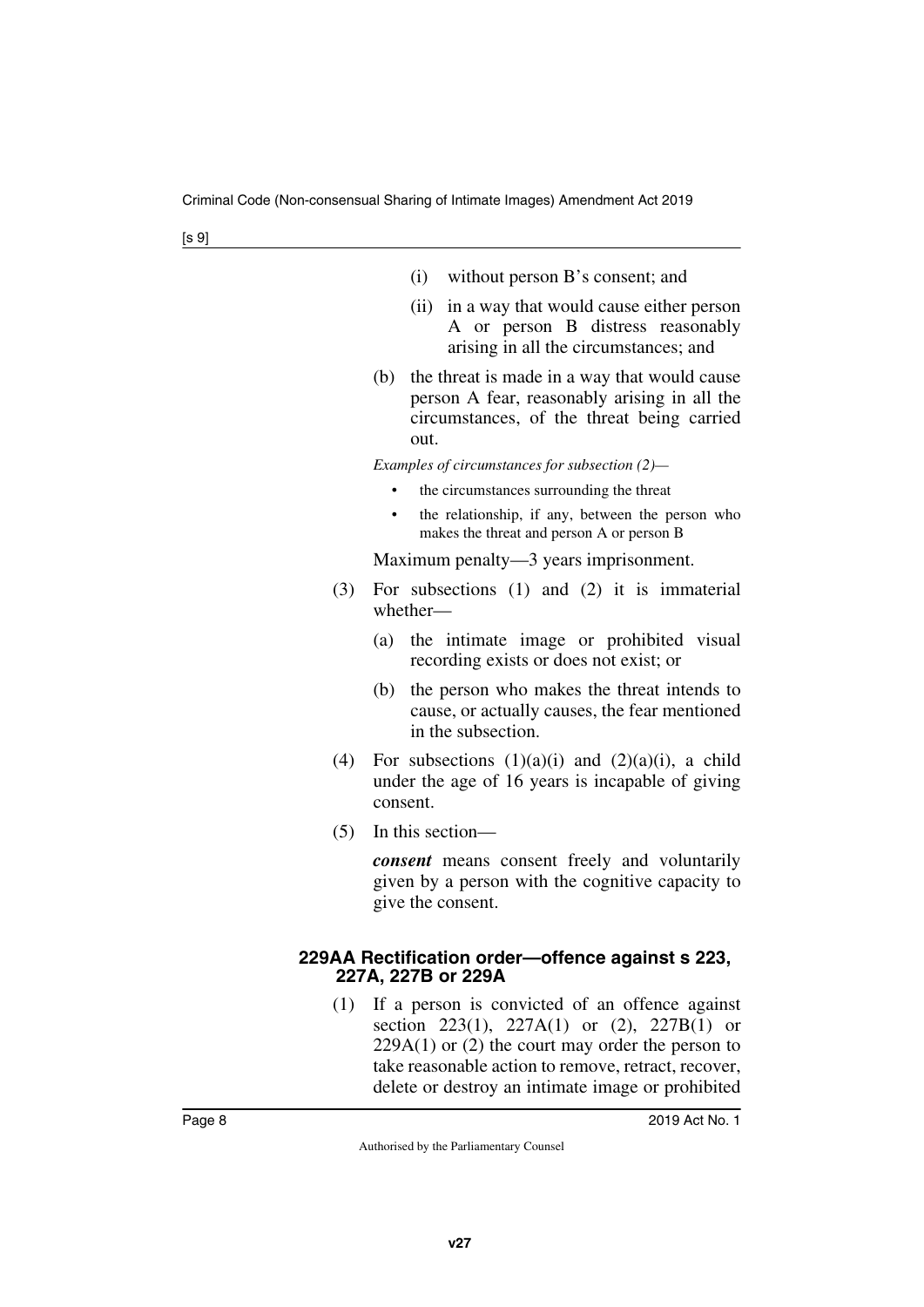(i) without person B's consent; and

(ii) in a way that would cause either person A or person B distress reasonably arising in all the circumstances; and

(b) the threat is made in a way that would cause person A fear, reasonably arising in all the circumstances, of the threat being carried out.

*Examples of circumstances for subsection (2)—*

- the circumstances surrounding the threat
- the relationship, if any, between the person who makes the threat and person A or person B

Maximum penalty—3 years imprisonment.

(3) For subsections (1) and (2) it is immaterial whether—

(a) the intimate image or prohibited visual recording exists or does not exist; or

(b) the person who makes the threat intends to cause, or actually causes, the fear mentioned in the subsection.

(4) For subsections (1)(a)(i) and (2)(a)(i), a child under the age of 16 years is incapable of giving consent.

(5) In this section—

***consent*** means consent freely and voluntarily given by a person with the cognitive capacity to give the consent.

### 229AA Rectification order—offence against s 223, 227A, 227B or 229A

(1) If a person is convicted of an offence against section 223(1), 227A(1) or (2), 227B(1) or 229A(1) or (2) the court may order the person to take reasonable action to remove, retract, recover, delete or destroy an intimate image or prohibited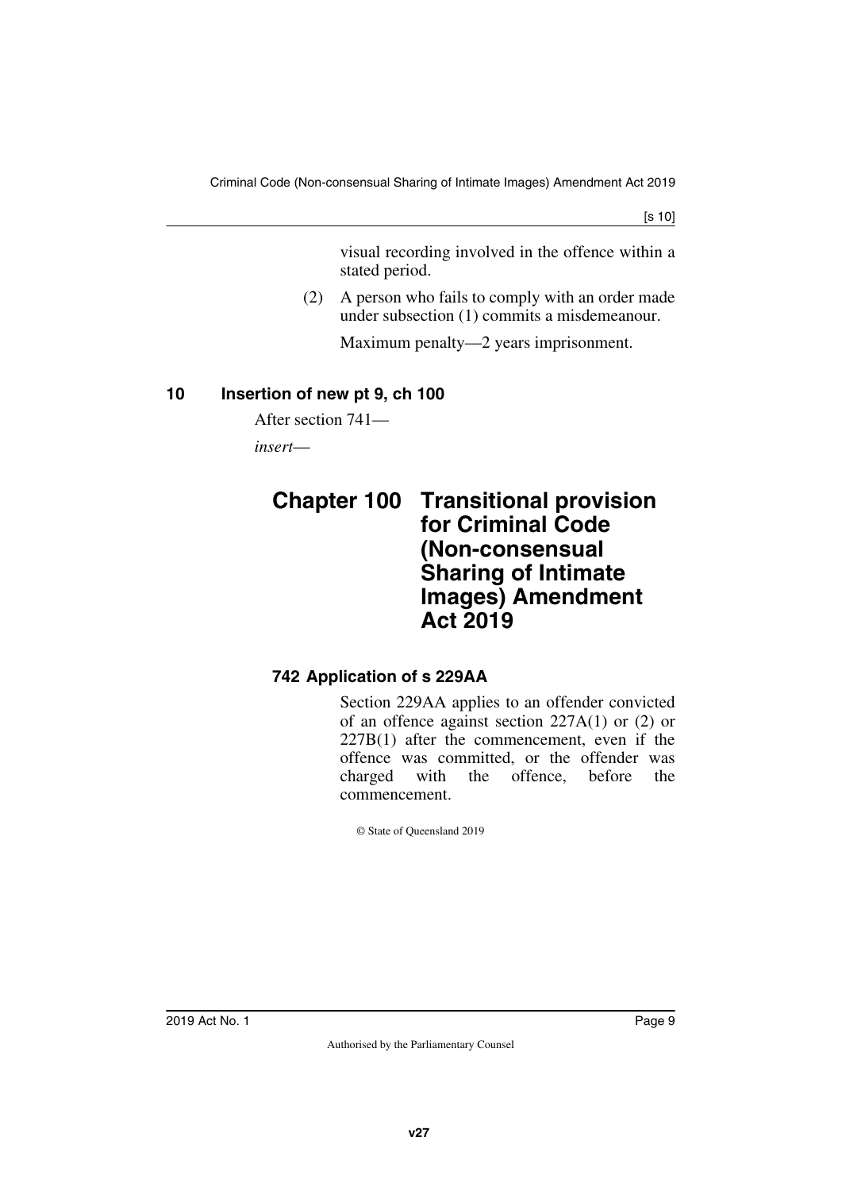visual recording involved in the offence within a stated period.

(2) A person who fails to comply with an order made under subsection (1) commits a misdemeanour.

Maximum penalty—2 years imprisonment.

## 10 Insertion of new pt 9, ch 100

After section 741—

*insert*—

# Chapter 100 Transitional provision for Criminal Code (Non-consensual Sharing of Intimate Images) Amendment Act 2019

### 742 Application of s 229AA

Section 229AA applies to an offender convicted of an offence against section 227A(1) or (2) or 227B(1) after the commencement, even if the offence was committed, or the offender was charged with the offence, before the commencement.

© State of Queensland 2019